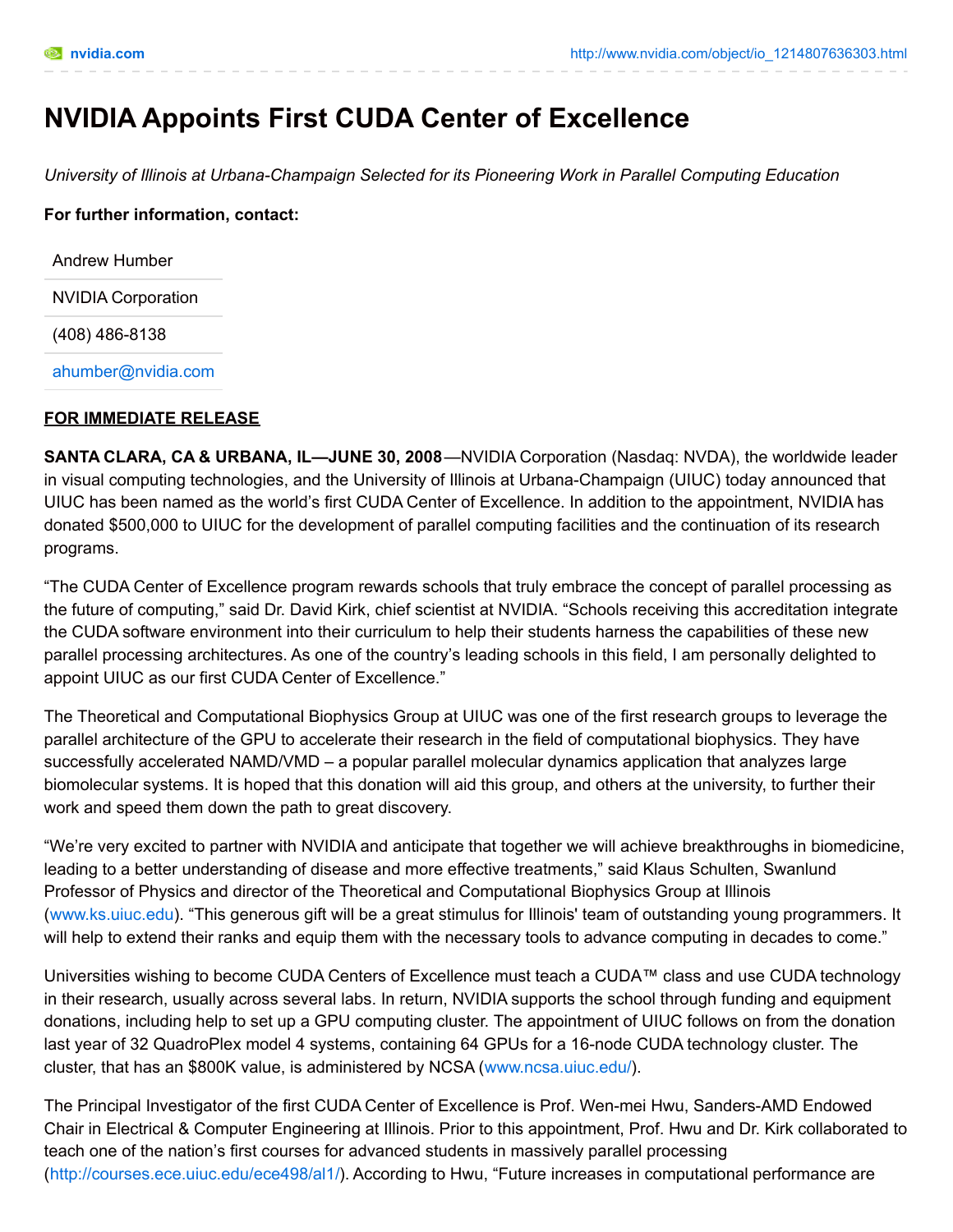# NVIDIA Appoints First CUDA Center of Excellence

*University of Illinois at Urbana-Champaign Selected for its Pioneering Work in Parallel Computing Education*

**For further information, contact:**

Andrew Humber

NVIDIA Corporation

(408) 486-8138

ahumber@nvidia.com

**FOR IMMEDIATE RELEASE**

**SANTA CLARA, CA & URBANA, IL—JUNE 30, 2008**—NVIDIA Corporation (Nasdaq: NVDA), the worldwide leader in visual computing technologies, and the University of Illinois at Urbana-Champaign (UIUC) today announced that UIUC has been named as the world's first CUDA Center of Excellence. In addition to the appointment, NVIDIA has donated $500,000 to UIUC for the development of parallel computing facilities and the continuation of its research programs.

"The CUDA Center of Excellence program rewards schools that truly embrace the concept of parallel processing as the future of computing," said Dr. David Kirk, chief scientist at NVIDIA. "Schools receiving this accreditation integrate the CUDA software environment into their curriculum to help their students harness the capabilities of these new parallel processing architectures. As one of the country's leading schools in this field, I am personally delighted to appoint UIUC as our first CUDA Center of Excellence."

The Theoretical and Computational Biophysics Group at UIUC was one of the first research groups to leverage the parallel architecture of the GPU to accelerate their research in the field of computational biophysics. They have successfully accelerated NAMD/VMD – a popular parallel molecular dynamics application that analyzes large biomolecular systems. It is hoped that this donation will aid this group, and others at the university, to further their work and speed them down the path to great discovery.

"We're very excited to partner with NVIDIA and anticipate that together we will achieve breakthroughs in biomedicine, leading to a better understanding of disease and more effective treatments," said Klaus Schulten, Swanlund Professor of Physics and director of the Theoretical and Computational Biophysics Group at Illinois (www.ks.uiuc.edu). "This generous gift will be a great stimulus for Illinois' team of outstanding young programmers. It will help to extend their ranks and equip them with the necessary tools to advance computing in decades to come."

Universities wishing to become CUDA Centers of Excellence must teach a CUDA™ class and use CUDA technology in their research, usually across several labs. In return, NVIDIA supports the school through funding and equipment donations, including help to set up a GPU computing cluster. The appointment of UIUC follows on from the donation last year of 32 QuadroPlex model 4 systems, containing 64 GPUs for a 16-node CUDA technology cluster. The cluster, that has an $800K value, is administered by NCSA (www.ncsa.uiuc.edu/).

The Principal Investigator of the first CUDA Center of Excellence is Prof. Wen-mei Hwu, Sanders-AMD Endowed Chair in Electrical & Computer Engineering at Illinois. Prior to this appointment, Prof. Hwu and Dr. Kirk collaborated to teach one of the nation's first courses for advanced students in massively parallel processing (http://courses.ece.uiuc.edu/ece498/al1/). According to Hwu, "Future increases in computational performance are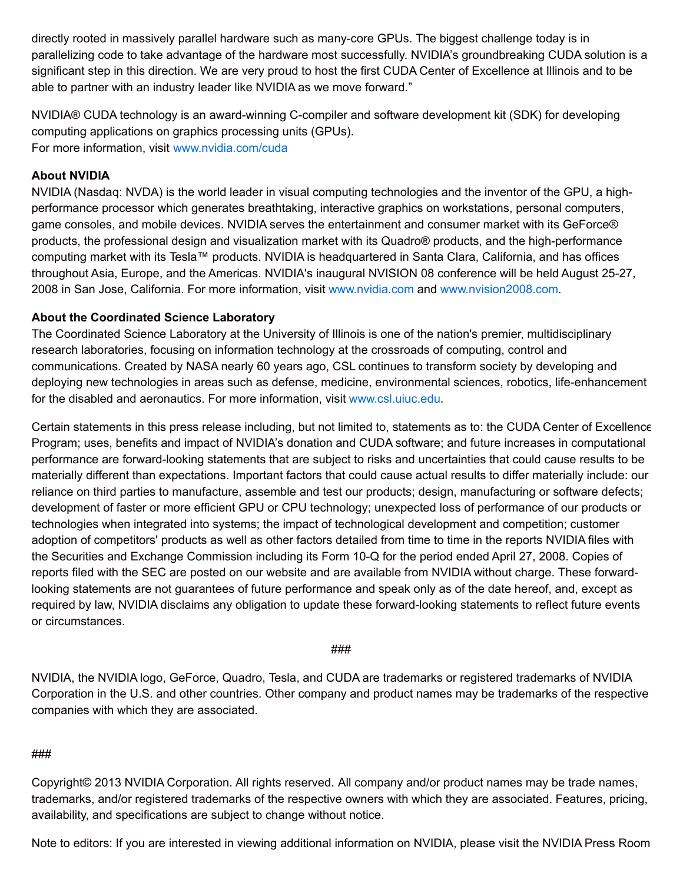directly rooted in massively parallel hardware such as many-core GPUs. The biggest challenge today is in parallelizing code to take advantage of the hardware most successfully. NVIDIA's groundbreaking CUDA solution is a significant step in this direction. We are very proud to host the first CUDA Center of Excellence at Illinois and to be able to partner with an industry leader like NVIDIA as we move forward."

NVIDIA® CUDA technology is an award-winning C-compiler and software development kit (SDK) for developing computing applications on graphics processing units (GPUs).
For more information, visit www.nvidia.com/cuda

**About NVIDIA**
NVIDIA (Nasdaq: NVDA) is the world leader in visual computing technologies and the inventor of the GPU, a high-performance processor which generates breathtaking, interactive graphics on workstations, personal computers, game consoles, and mobile devices. NVIDIA serves the entertainment and consumer market with its GeForce® products, the professional design and visualization market with its Quadro® products, and the high-performance computing market with its Tesla™ products. NVIDIA is headquartered in Santa Clara, California, and has offices throughout Asia, Europe, and the Americas. NVIDIA's inaugural NVISION 08 conference will be held August 25-27, 2008 in San Jose, California. For more information, visit www.nvidia.com and www.nvision2008.com.

**About the Coordinated Science Laboratory**
The Coordinated Science Laboratory at the University of Illinois is one of the nation's premier, multidisciplinary research laboratories, focusing on information technology at the crossroads of computing, control and communications. Created by NASA nearly 60 years ago, CSL continues to transform society by developing and deploying new technologies in areas such as defense, medicine, environmental sciences, robotics, life-enhancement for the disabled and aeronautics. For more information, visit www.csl.uiuc.edu.

Certain statements in this press release including, but not limited to, statements as to: the CUDA Center of Excellence Program; uses, benefits and impact of NVIDIA's donation and CUDA software; and future increases in computational performance are forward-looking statements that are subject to risks and uncertainties that could cause results to be materially different than expectations. Important factors that could cause actual results to differ materially include: our reliance on third parties to manufacture, assemble and test our products; design, manufacturing or software defects; development of faster or more efficient GPU or CPU technology; unexpected loss of performance of our products or technologies when integrated into systems; the impact of technological development and competition; customer adoption of competitors' products as well as other factors detailed from time to time in the reports NVIDIA files with the Securities and Exchange Commission including its Form 10-Q for the period ended April 27, 2008. Copies of reports filed with the SEC are posted on our website and are available from NVIDIA without charge. These forward-looking statements are not guarantees of future performance and speak only as of the date hereof, and, except as required by law, NVIDIA disclaims any obligation to update these forward-looking statements to reflect future events or circumstances.

###

NVIDIA, the NVIDIA logo, GeForce, Quadro, Tesla, and CUDA are trademarks or registered trademarks of NVIDIA Corporation in the U.S. and other countries. Other company and product names may be trademarks of the respective companies with which they are associated.

###

Copyright© 2013 NVIDIA Corporation. All rights reserved. All company and/or product names may be trade names, trademarks, and/or registered trademarks of the respective owners with which they are associated. Features, pricing, availability, and specifications are subject to change without notice.

Note to editors: If you are interested in viewing additional information on NVIDIA, please visit the NVIDIA Press Room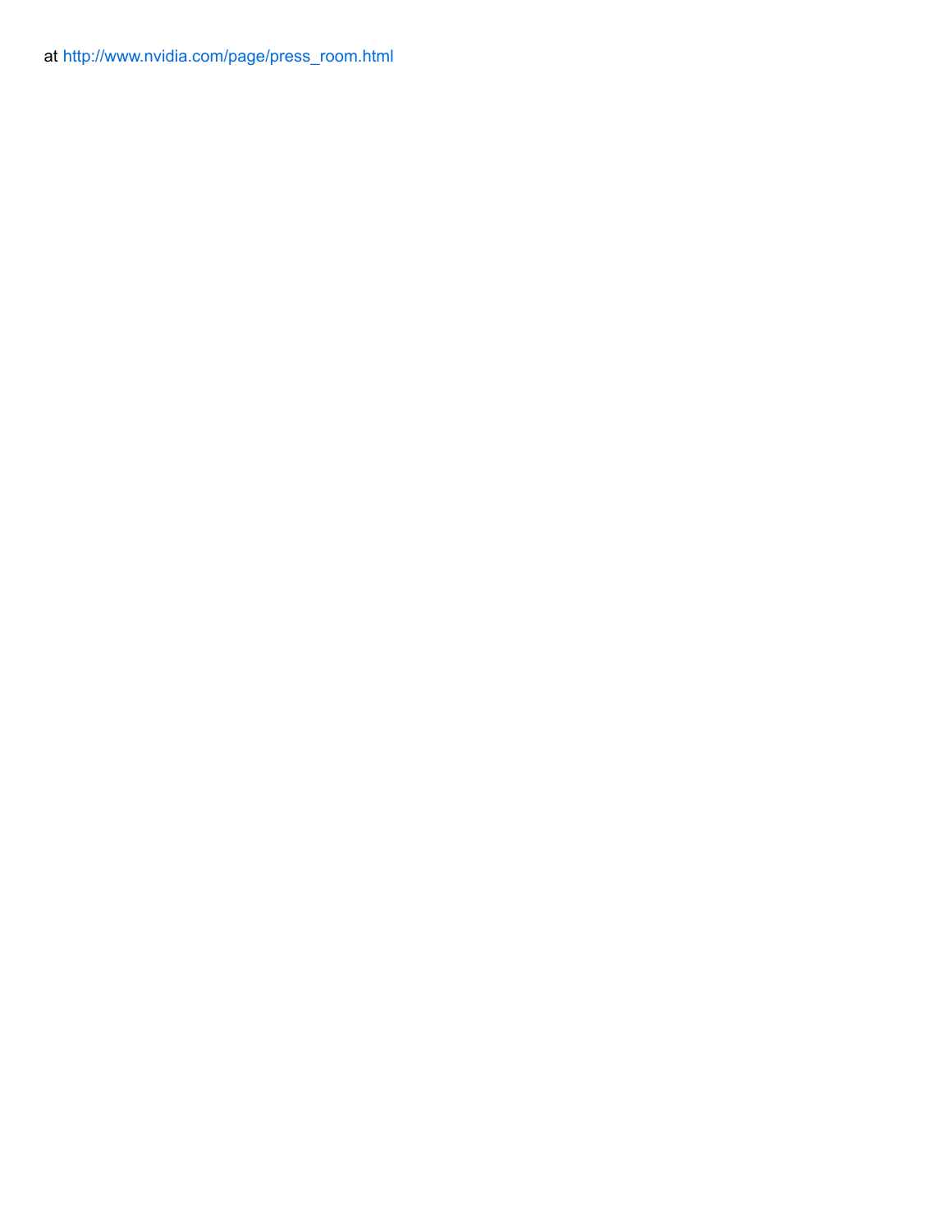at http://www.nvidia.com/page/press_room.html